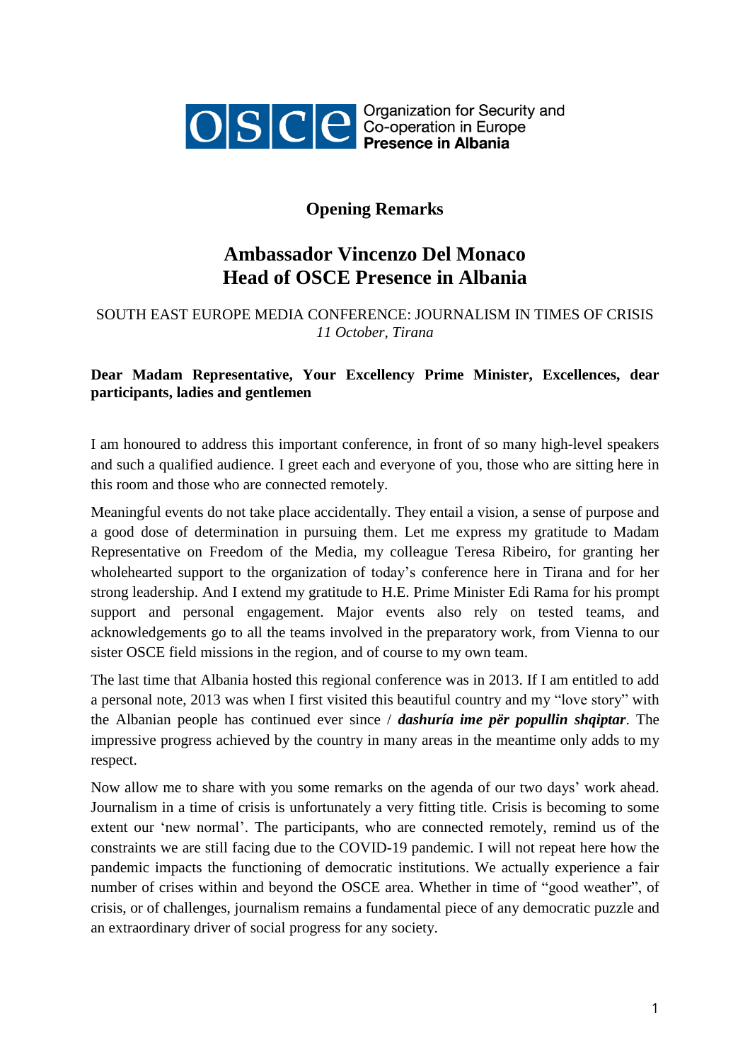Organization for Security and Co-operation in Europe
**Presence in Albania**

## Opening Remarks

# Ambassador Vincenzo Del Monaco
# Head of OSCE Presence in Albania

SOUTH EAST EUROPE MEDIA CONFERENCE: JOURNALISM IN TIMES OF CRISIS
*11 October, Tirana*

**Dear Madam Representative, Your Excellency Prime Minister, Excellences, dear participants, ladies and gentlemen**

I am honoured to address this important conference, in front of so many high-level speakers and such a qualified audience. I greet each and everyone of you, those who are sitting here in this room and those who are connected remotely.

Meaningful events do not take place accidentally. They entail a vision, a sense of purpose and a good dose of determination in pursuing them. Let me express my gratitude to Madam Representative on Freedom of the Media, my colleague Teresa Ribeiro, for granting her wholehearted support to the organization of today's conference here in Tirana and for her strong leadership. And I extend my gratitude to H.E. Prime Minister Edi Rama for his prompt support and personal engagement. Major events also rely on tested teams, and acknowledgements go to all the teams involved in the preparatory work, from Vienna to our sister OSCE field missions in the region, and of course to my own team.

The last time that Albania hosted this regional conference was in 2013. If I am entitled to add a personal note, 2013 was when I first visited this beautiful country and my "love story" with the Albanian people has continued ever since / ***dashuría ime për popullin shqiptar***. The impressive progress achieved by the country in many areas in the meantime only adds to my respect.

Now allow me to share with you some remarks on the agenda of our two days' work ahead. Journalism in a time of crisis is unfortunately a very fitting title. Crisis is becoming to some extent our 'new normal'. The participants, who are connected remotely, remind us of the constraints we are still facing due to the COVID-19 pandemic. I will not repeat here how the pandemic impacts the functioning of democratic institutions. We actually experience a fair number of crises within and beyond the OSCE area. Whether in time of "good weather", of crisis, or of challenges, journalism remains a fundamental piece of any democratic puzzle and an extraordinary driver of social progress for any society.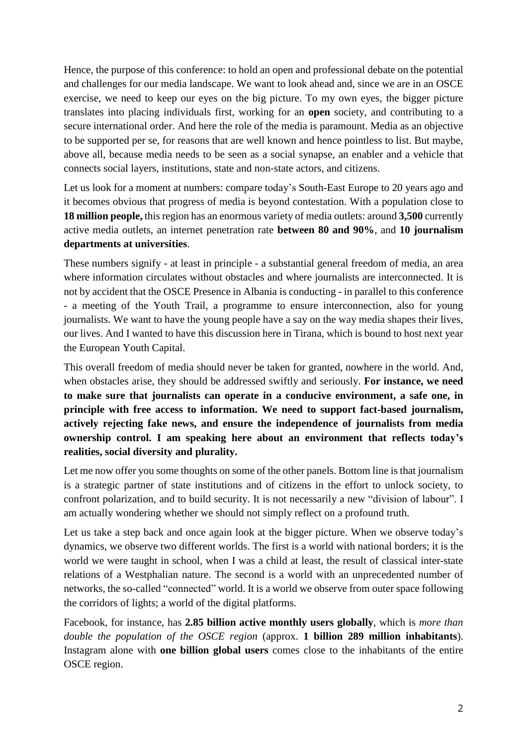Hence, the purpose of this conference: to hold an open and professional debate on the potential and challenges for our media landscape. We want to look ahead and, since we are in an OSCE exercise, we need to keep our eyes on the big picture. To my own eyes, the bigger picture translates into placing individuals first, working for an **open** society, and contributing to a secure international order. And here the role of the media is paramount. Media as an objective to be supported per se, for reasons that are well known and hence pointless to list. But maybe, above all, because media needs to be seen as a social synapse, an enabler and a vehicle that connects social layers, institutions, state and non-state actors, and citizens.

Let us look for a moment at numbers: compare today's South-East Europe to 20 years ago and it becomes obvious that progress of media is beyond contestation. With a population close to **18 million people,** this region has an enormous variety of media outlets: around **3,500** currently active media outlets, an internet penetration rate **between 80 and 90%**, and **10 journalism departments at universities**.

These numbers signify - at least in principle - a substantial general freedom of media, an area where information circulates without obstacles and where journalists are interconnected. It is not by accident that the OSCE Presence in Albania is conducting - in parallel to this conference - a meeting of the Youth Trail, a programme to ensure interconnection, also for young journalists. We want to have the young people have a say on the way media shapes their lives, our lives. And I wanted to have this discussion here in Tirana, which is bound to host next year the European Youth Capital.

This overall freedom of media should never be taken for granted, nowhere in the world. And, when obstacles arise, they should be addressed swiftly and seriously. **For instance, we need to make sure that journalists can operate in a conducive environment, a safe one, in principle with free access to information. We need to support fact-based journalism, actively rejecting fake news, and ensure the independence of journalists from media ownership control. I am speaking here about an environment that reflects today's realities, social diversity and plurality.**

Let me now offer you some thoughts on some of the other panels. Bottom line is that journalism is a strategic partner of state institutions and of citizens in the effort to unlock society, to confront polarization, and to build security. It is not necessarily a new "division of labour". I am actually wondering whether we should not simply reflect on a profound truth.

Let us take a step back and once again look at the bigger picture. When we observe today's dynamics, we observe two different worlds. The first is a world with national borders; it is the world we were taught in school, when I was a child at least, the result of classical inter-state relations of a Westphalian nature. The second is a world with an unprecedented number of networks, the so-called "connected" world. It is a world we observe from outer space following the corridors of lights; a world of the digital platforms.

Facebook, for instance, has **2.85 billion active monthly users globally**, which is *more than double the population of the OSCE region* (approx. **1 billion 289 million inhabitants**). Instagram alone with **one billion global users** comes close to the inhabitants of the entire OSCE region.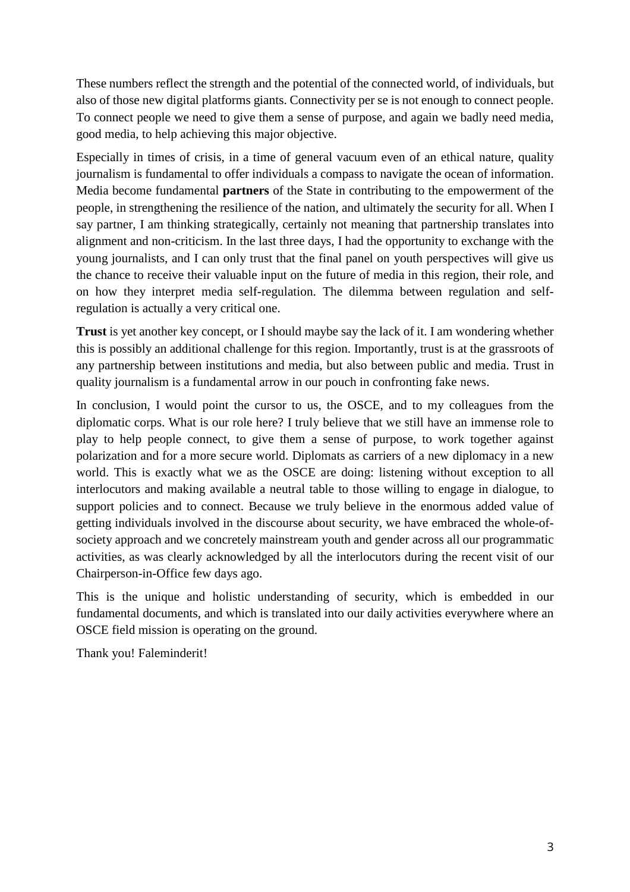These numbers reflect the strength and the potential of the connected world, of individuals, but also of those new digital platforms giants. Connectivity per se is not enough to connect people. To connect people we need to give them a sense of purpose, and again we badly need media, good media, to help achieving this major objective.

Especially in times of crisis, in a time of general vacuum even of an ethical nature, quality journalism is fundamental to offer individuals a compass to navigate the ocean of information. Media become fundamental **partners** of the State in contributing to the empowerment of the people, in strengthening the resilience of the nation, and ultimately the security for all. When I say partner, I am thinking strategically, certainly not meaning that partnership translates into alignment and non-criticism. In the last three days, I had the opportunity to exchange with the young journalists, and I can only trust that the final panel on youth perspectives will give us the chance to receive their valuable input on the future of media in this region, their role, and on how they interpret media self-regulation. The dilemma between regulation and self-regulation is actually a very critical one.

**Trust** is yet another key concept, or I should maybe say the lack of it. I am wondering whether this is possibly an additional challenge for this region. Importantly, trust is at the grassroots of any partnership between institutions and media, but also between public and media. Trust in quality journalism is a fundamental arrow in our pouch in confronting fake news.

In conclusion, I would point the cursor to us, the OSCE, and to my colleagues from the diplomatic corps. What is our role here? I truly believe that we still have an immense role to play to help people connect, to give them a sense of purpose, to work together against polarization and for a more secure world. Diplomats as carriers of a new diplomacy in a new world. This is exactly what we as the OSCE are doing: listening without exception to all interlocutors and making available a neutral table to those willing to engage in dialogue, to support policies and to connect. Because we truly believe in the enormous added value of getting individuals involved in the discourse about security, we have embraced the whole-of-society approach and we concretely mainstream youth and gender across all our programmatic activities, as was clearly acknowledged by all the interlocutors during the recent visit of our Chairperson-in-Office few days ago.

This is the unique and holistic understanding of security, which is embedded in our fundamental documents, and which is translated into our daily activities everywhere where an OSCE field mission is operating on the ground.

Thank you! Faleminderit!